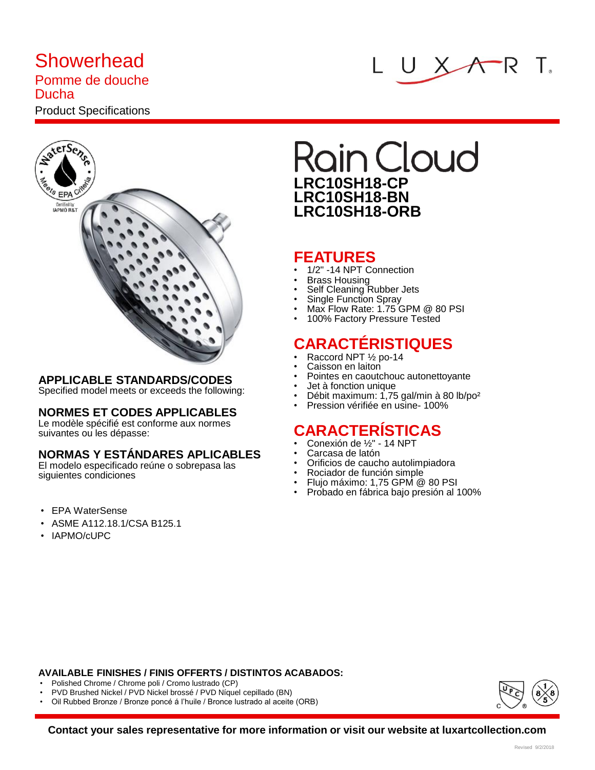# Showerhead

## Pomme de douche

## Ducha

Product Specifications

LUXART

# Rain Cloud

**LRC10SH18-CP**
**LRC10SH18-BN**
**LRC10SH18-ORB**

## FEATURES

- 1/2" -14 NPT Connection
- Brass Housing
- Self Cleaning Rubber Jets
- Single Function Spray
- Max Flow Rate: 1.75 GPM @ 80 PSI
- 100% Factory Pressure Tested

## CARACTÉRISTIQUES

- Raccord NPT ½ po-14
- Caisson en laiton
- Pointes en caoutchouc autonettoyante
- Jet à fonction unique
- Débit maximum: 1,75 gal/min à 80 lb/po²
- Pression vérifiée en usine- 100%

## CARACTERÍSTICAS

- Conexión de ½" - 14 NPT
- Carcasa de latón
- Orificios de caucho autolimpiadora
- Rociador de función simple
- Flujo máximo: 1,75 GPM @ 80 PSI
- Probado en fábrica bajo presión al 100%

### APPLICABLE STANDARDS/CODES

Specified model meets or exceeds the following:

### NORMES ET CODES APPLICABLES

Le modèle spécifié est conforme aux normes suivantes ou les dépasse:

### NORMAS Y ESTÁNDARES APLICABLES

El modelo especificado reúne o sobrepasa las siguientes condiciones

- EPA WaterSense
- ASME A112.18.1/CSA B125.1
- IAPMO/cUPC

### AVAILABLE FINISHES / FINIS OFFERTS / DISTINTOS ACABADOS:

- Polished Chrome / Chrome poli / Cromo lustrado (CP)
- PVD Brushed Nickel / PVD Nickel brossé / PVD Níquel cepillado (BN)
- Oil Rubbed Bronze / Bronze poncé á l'huile / Bronce lustrado al aceite (ORB)

**Contact your sales representative for more information or visit our website at luxartcollection.com**

Revised 9/2/2018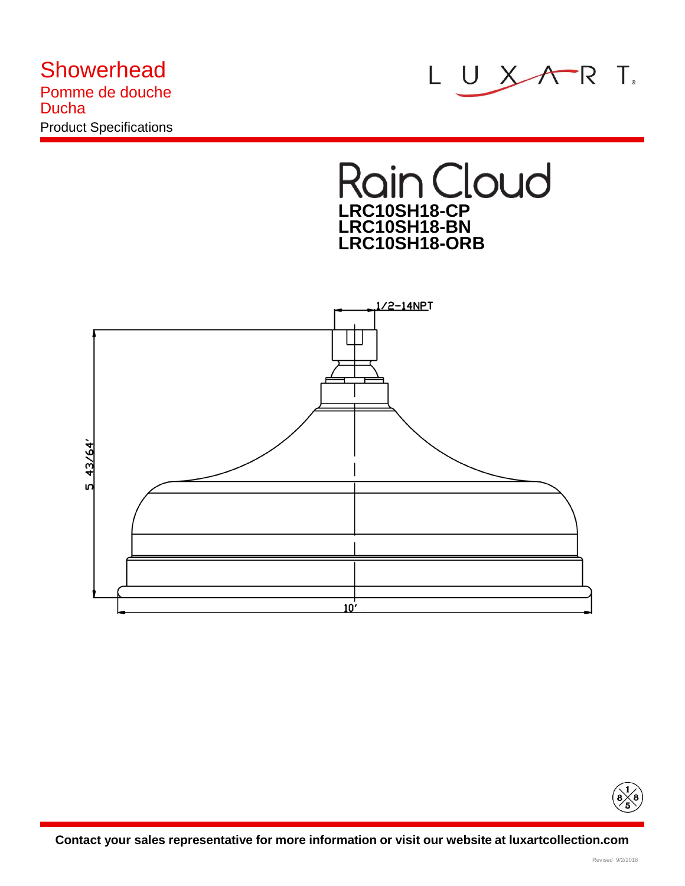# Showerhead

## Pomme de douche
## Ducha

Product Specifications

LUXART

# Rain Cloud

**LRC10SH18-CP**
**LRC10SH18-BN**
**LRC10SH18-ORB**

1/2-14NPT

5 43/64'

10'

**Contact your sales representative for more information or visit our website at luxartcollection.com**

Revised 9/2/2018